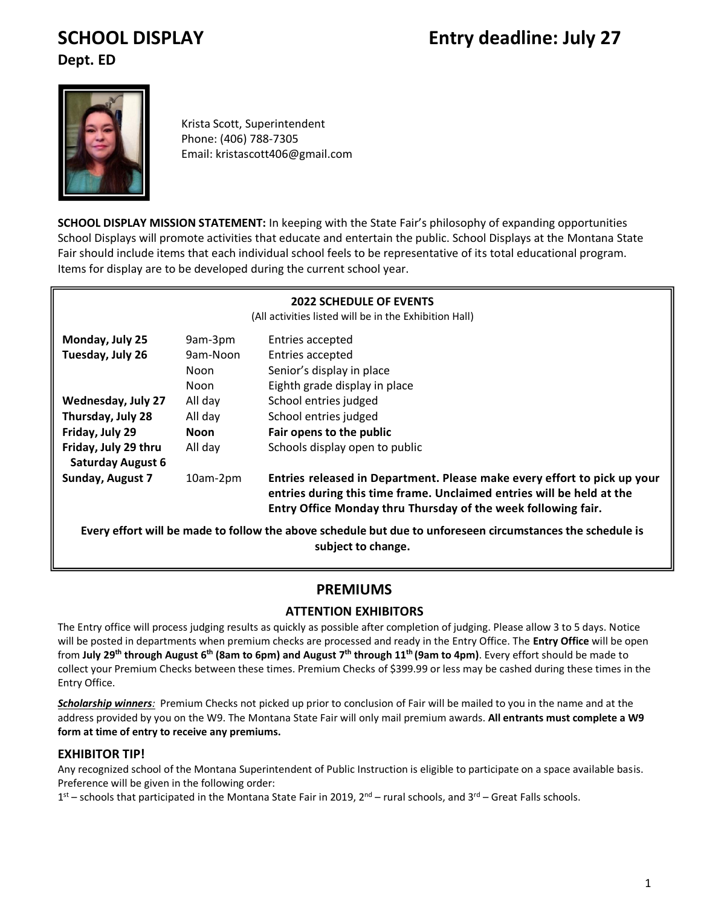# SCHOOL DISPLAY

**Entry deadline: July 27**

**Dept. ED**

Krista Scott, Superintendent
Phone: (406) 788-7305
Email: kristascott406@gmail.com

**SCHOOL DISPLAY MISSION STATEMENT:** In keeping with the State Fair's philosophy of expanding opportunities School Displays will promote activities that educate and entertain the public. School Displays at the Montana State Fair should include items that each individual school feels to be representative of its total educational program. Items for display are to be developed during the current school year.

**2022 SCHEDULE OF EVENTS**
(All activities listed will be in the Exhibition Hall)

| | | |
|---|---|---|
| **Monday, July 25** | 9am-3pm | Entries accepted |
| **Tuesday, July 26** | 9am-Noon | Entries accepted |
| | Noon | Senior's display in place |
| | Noon | Eighth grade display in place |
| **Wednesday, July 27** | All day | School entries judged |
| **Thursday, July 28** | All day | School entries judged |
| **Friday, July 29** | **Noon** | **Fair opens to the public** |
| **Friday, July 29 thru Saturday August 6** | All day | Schools display open to public |
| **Sunday, August 7** | 10am-2pm | **Entries released in Department. Please make every effort to pick up your entries during this time frame. Unclaimed entries will be held at the Entry Office Monday thru Thursday of the week following fair.** |

**Every effort will be made to follow the above schedule but due to unforeseen circumstances the schedule is subject to change.**

## PREMIUMS

### ATTENTION EXHIBITORS

The Entry office will process judging results as quickly as possible after completion of judging. Please allow 3 to 5 days. Notice will be posted in departments when premium checks are processed and ready in the Entry Office. The **Entry Office** will be open from **July 29th through August 6th (8am to 6pm) and August 7th through 11th (9am to 4pm)**. Every effort should be made to collect your Premium Checks between these times. Premium Checks of $399.99 or less may be cashed during these times in the Entry Office.

***Scholarship winners:*** Premium Checks not picked up prior to conclusion of Fair will be mailed to you in the name and at the address provided by you on the W9. The Montana State Fair will only mail premium awards. **All entrants must complete a W9 form at time of entry to receive any premiums.**

### EXHIBITOR TIP!

Any recognized school of the Montana Superintendent of Public Instruction is eligible to participate on a space available basis. Preference will be given in the following order:
1st – schools that participated in the Montana State Fair in 2019, 2nd – rural schools, and 3rd – Great Falls schools.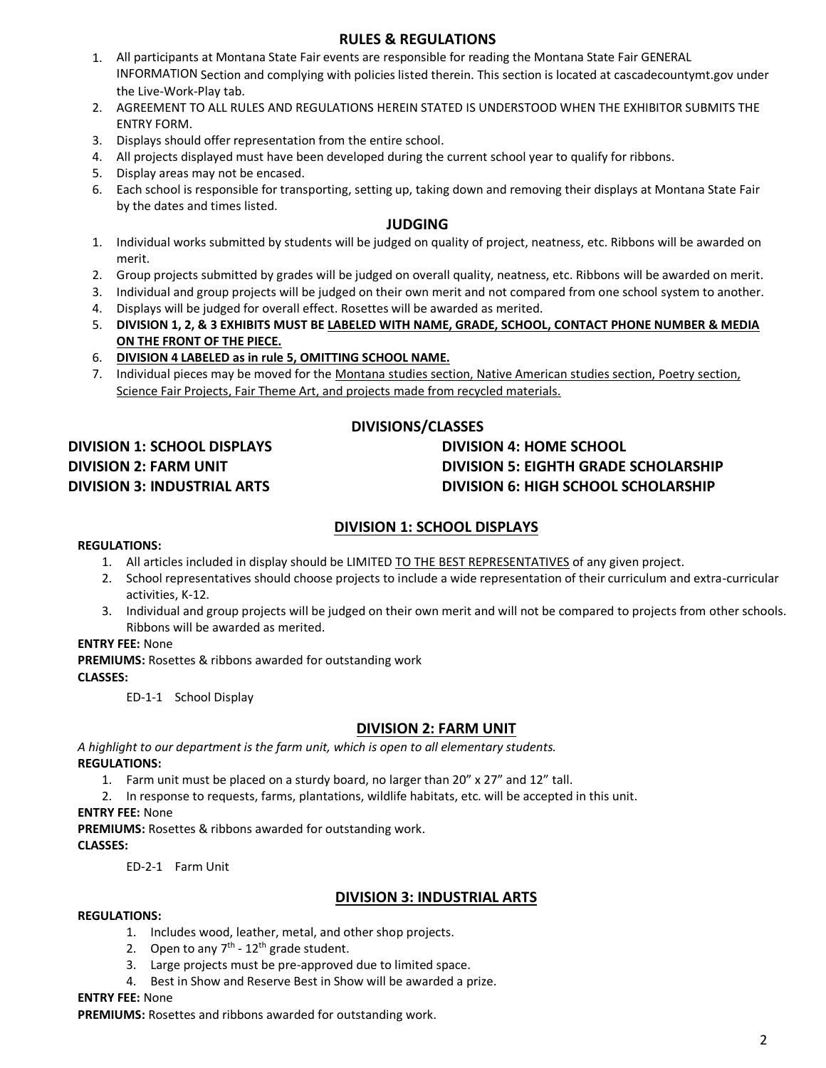## RULES & REGULATIONS

1. All participants at Montana State Fair events are responsible for reading the Montana State Fair GENERAL INFORMATION Section and complying with policies listed therein. This section is located at cascadecountymt.gov under the Live-Work-Play tab.
2. AGREEMENT TO ALL RULES AND REGULATIONS HEREIN STATED IS UNDERSTOOD WHEN THE EXHIBITOR SUBMITS THE ENTRY FORM.
3. Displays should offer representation from the entire school.
4. All projects displayed must have been developed during the current school year to qualify for ribbons.
5. Display areas may not be encased.
6. Each school is responsible for transporting, setting up, taking down and removing their displays at Montana State Fair by the dates and times listed.

## JUDGING

1. Individual works submitted by students will be judged on quality of project, neatness, etc. Ribbons will be awarded on merit.
2. Group projects submitted by grades will be judged on overall quality, neatness, etc. Ribbons will be awarded on merit.
3. Individual and group projects will be judged on their own merit and not compared from one school system to another.
4. Displays will be judged for overall effect. Rosettes will be awarded as merited.
5. **DIVISION 1, 2, & 3 EXHIBITS MUST BE LABELED WITH NAME, GRADE, SCHOOL, CONTACT PHONE NUMBER & MEDIA ON THE FRONT OF THE PIECE.**
6. **DIVISION 4 LABELED as in rule 5, OMITTING SCHOOL NAME.**
7. Individual pieces may be moved for the Montana studies section, Native American studies section, Poetry section, Science Fair Projects, Fair Theme Art, and projects made from recycled materials.

## DIVISIONS/CLASSES

**DIVISION 1: SCHOOL DISPLAYS**
**DIVISION 2: FARM UNIT**
**DIVISION 3: INDUSTRIAL ARTS**
**DIVISION 4: HOME SCHOOL**
**DIVISION 5: EIGHTH GRADE SCHOLARSHIP**
**DIVISION 6: HIGH SCHOOL SCHOLARSHIP**

## DIVISION 1: SCHOOL DISPLAYS

**REGULATIONS:**

1. All articles included in display should be LIMITED TO THE BEST REPRESENTATIVES of any given project.
2. School representatives should choose projects to include a wide representation of their curriculum and extra-curricular activities, K-12.
3. Individual and group projects will be judged on their own merit and will not be compared to projects from other schools. Ribbons will be awarded as merited.

**ENTRY FEE:** None

**PREMIUMS:** Rosettes & ribbons awarded for outstanding work

**CLASSES:**

ED-1-1 School Display

## DIVISION 2: FARM UNIT

*A highlight to our department is the farm unit, which is open to all elementary students.*

**REGULATIONS:**

1. Farm unit must be placed on a sturdy board, no larger than 20" x 27" and 12" tall.
2. In response to requests, farms, plantations, wildlife habitats, etc. will be accepted in this unit.

**ENTRY FEE:** None

**PREMIUMS:** Rosettes & ribbons awarded for outstanding work.

**CLASSES:**

ED-2-1 Farm Unit

## DIVISION 3: INDUSTRIAL ARTS

**REGULATIONS:**

1. Includes wood, leather, metal, and other shop projects.
2. Open to any 7th - 12th grade student.
3. Large projects must be pre-approved due to limited space.
4. Best in Show and Reserve Best in Show will be awarded a prize.

**ENTRY FEE:** None

**PREMIUMS:** Rosettes and ribbons awarded for outstanding work.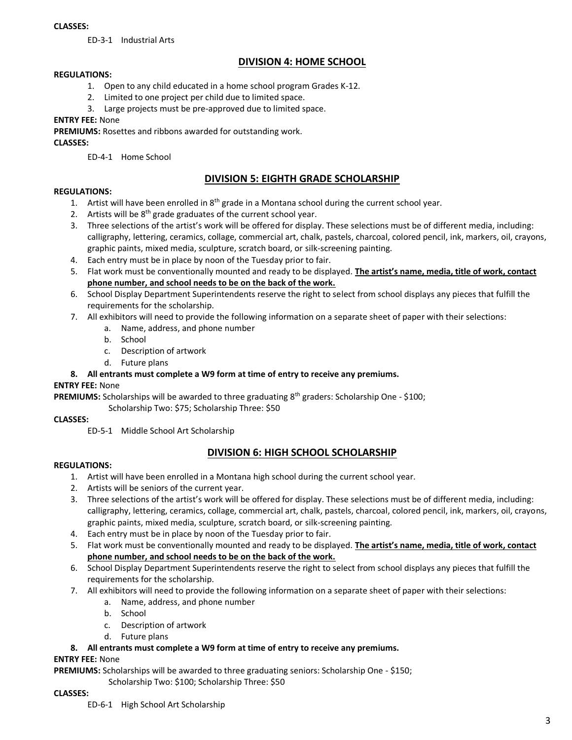**CLASSES:**

ED-3-1 Industrial Arts

## DIVISION 4: HOME SCHOOL

**REGULATIONS:**

1. Open to any child educated in a home school program Grades K-12.
2. Limited to one project per child due to limited space.
3. Large projects must be pre-approved due to limited space.

**ENTRY FEE:** None

**PREMIUMS:** Rosettes and ribbons awarded for outstanding work.

**CLASSES:**

ED-4-1 Home School

## DIVISION 5: EIGHTH GRADE SCHOLARSHIP

**REGULATIONS:**

1. Artist will have been enrolled in 8th grade in a Montana school during the current school year.
2. Artists will be 8th grade graduates of the current school year.
3. Three selections of the artist's work will be offered for display. These selections must be of different media, including: calligraphy, lettering, ceramics, collage, commercial art, chalk, pastels, charcoal, colored pencil, ink, markers, oil, crayons, graphic paints, mixed media, sculpture, scratch board, or silk-screening painting.
4. Each entry must be in place by noon of the Tuesday prior to fair.
5. Flat work must be conventionally mounted and ready to be displayed. **The artist's name, media, title of work, contact phone number, and school needs to be on the back of the work.**
6. School Display Department Superintendents reserve the right to select from school displays any pieces that fulfill the requirements for the scholarship.
7. All exhibitors will need to provide the following information on a separate sheet of paper with their selections:
   a. Name, address, and phone number
   b. School
   c. Description of artwork
   d. Future plans
8. **All entrants must complete a W9 form at time of entry to receive any premiums.**

**ENTRY FEE:** None

**PREMIUMS:** Scholarships will be awarded to three graduating 8th graders: Scholarship One - $100; Scholarship Two: $75; Scholarship Three: $50

**CLASSES:**

ED-5-1 Middle School Art Scholarship

## DIVISION 6: HIGH SCHOOL SCHOLARSHIP

**REGULATIONS:**

1. Artist will have been enrolled in a Montana high school during the current school year.
2. Artists will be seniors of the current year.
3. Three selections of the artist's work will be offered for display. These selections must be of different media, including: calligraphy, lettering, ceramics, collage, commercial art, chalk, pastels, charcoal, colored pencil, ink, markers, oil, crayons, graphic paints, mixed media, sculpture, scratch board, or silk-screening painting.
4. Each entry must be in place by noon of the Tuesday prior to fair.
5. Flat work must be conventionally mounted and ready to be displayed. **The artist's name, media, title of work, contact phone number, and school needs to be on the back of the work.**
6. School Display Department Superintendents reserve the right to select from school displays any pieces that fulfill the requirements for the scholarship.
7. All exhibitors will need to provide the following information on a separate sheet of paper with their selections:
   a. Name, address, and phone number
   b. School
   c. Description of artwork
   d. Future plans
8. **All entrants must complete a W9 form at time of entry to receive any premiums.**

**ENTRY FEE:** None

**PREMIUMS:** Scholarships will be awarded to three graduating seniors: Scholarship One - $150; Scholarship Two: $100; Scholarship Three: $50

**CLASSES:**

ED-6-1 High School Art Scholarship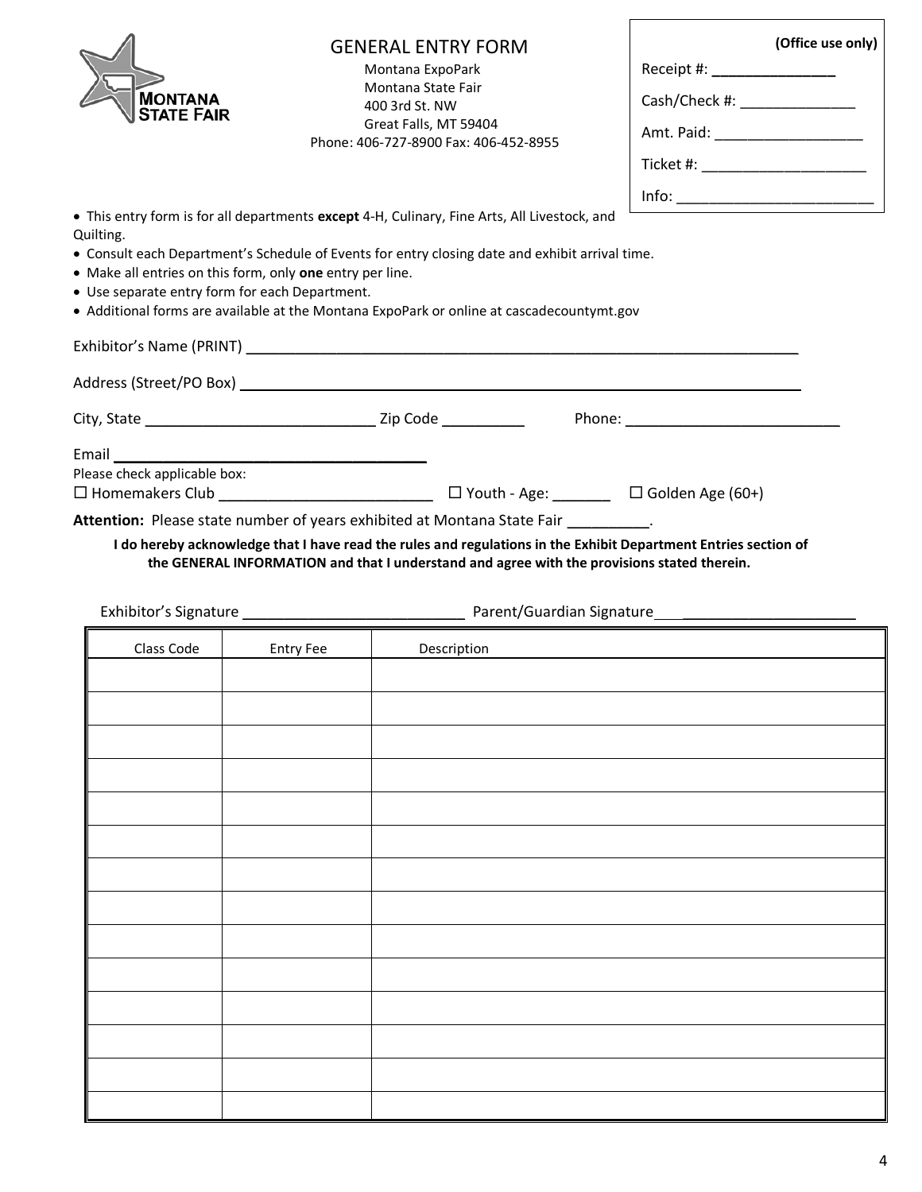# GENERAL ENTRY FORM

Montana ExpoPark
Montana State Fair
400 3rd St. NW
Great Falls, MT 59404
Phone: 406-727-8900 Fax: 406-452-8955

**(Office use only)**

Receipt #: _______________

Cash/Check #: _______________

Amt. Paid: ___________________

Ticket #: ____________________

Info: _________________________

- This entry form is for all departments **except** 4-H, Culinary, Fine Arts, All Livestock, and Quilting.
- Consult each Department's Schedule of Events for entry closing date and exhibit arrival time.
- Make all entries on this form, only **one** entry per line.
- Use separate entry form for each Department.
- Additional forms are available at the Montana ExpoPark or online at cascadecountymt.gov

Exhibitor's Name (PRINT) ______________________________________________________________________

Address (Street/PO Box) ______________________________________________________________________

City, State ____________________________ Zip Code __________ Phone: __________________________

Email ______________________________________

Please check applicable box:

☐ Homemakers Club __________________________ ☐ Youth - Age: _______ ☐ Golden Age (60+)

**Attention:** Please state number of years exhibited at Montana State Fair __________.

**I do hereby acknowledge that I have read the rules and regulations in the Exhibit Department Entries section of the GENERAL INFORMATION and that I understand and agree with the provisions stated therein.**

Exhibitor's Signature __________________________ Parent/Guardian Signature______________________

| Class Code | Entry Fee | Description |
|---|---|---|
| | | |
| | | |
| | | |
| | | |
| | | |
| | | |
| | | |
| | | |
| | | |
| | | |
| | | |
| | | |
| | | |
| | | |